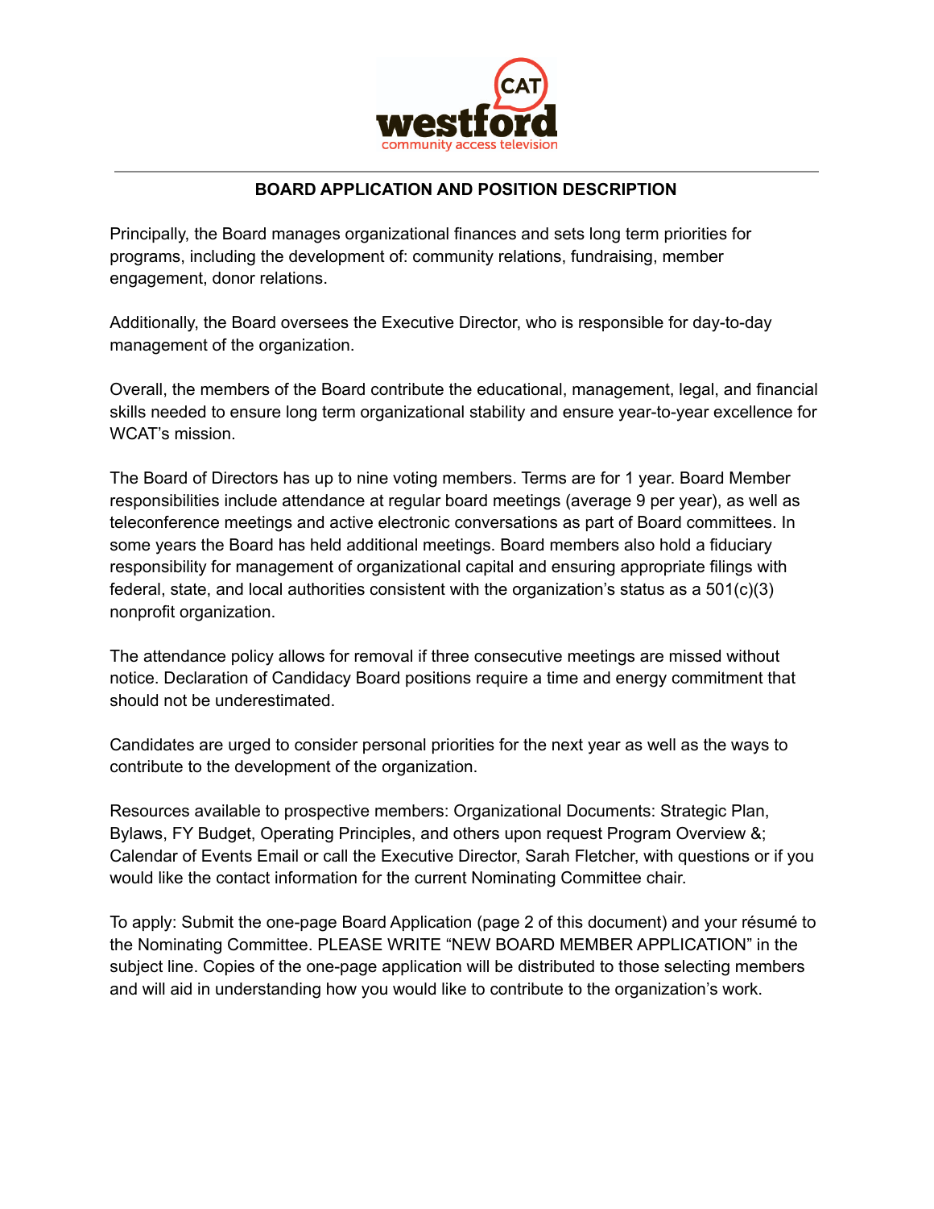# BOARD APPLICATION AND POSITION DESCRIPTION

Principally, the Board manages organizational finances and sets long term priorities for programs, including the development of: community relations, fundraising, member engagement, donor relations.

Additionally, the Board oversees the Executive Director, who is responsible for day-to-day management of the organization.

Overall, the members of the Board contribute the educational, management, legal, and financial skills needed to ensure long term organizational stability and ensure year-to-year excellence for WCAT's mission.

The Board of Directors has up to nine voting members. Terms are for 1 year. Board Member responsibilities include attendance at regular board meetings (average 9 per year), as well as teleconference meetings and active electronic conversations as part of Board committees. In some years the Board has held additional meetings. Board members also hold a fiduciary responsibility for management of organizational capital and ensuring appropriate filings with federal, state, and local authorities consistent with the organization's status as a 501(c)(3) nonprofit organization.

The attendance policy allows for removal if three consecutive meetings are missed without notice. Declaration of Candidacy Board positions require a time and energy commitment that should not be underestimated.

Candidates are urged to consider personal priorities for the next year as well as the ways to contribute to the development of the organization.

Resources available to prospective members: Organizational Documents: Strategic Plan, Bylaws, FY Budget, Operating Principles, and others upon request Program Overview &; Calendar of Events Email or call the Executive Director, Sarah Fletcher, with questions or if you would like the contact information for the current Nominating Committee chair.

To apply: Submit the one-page Board Application (page 2 of this document) and your résumé to the Nominating Committee. PLEASE WRITE "NEW BOARD MEMBER APPLICATION" in the subject line. Copies of the one-page application will be distributed to those selecting members and will aid in understanding how you would like to contribute to the organization's work.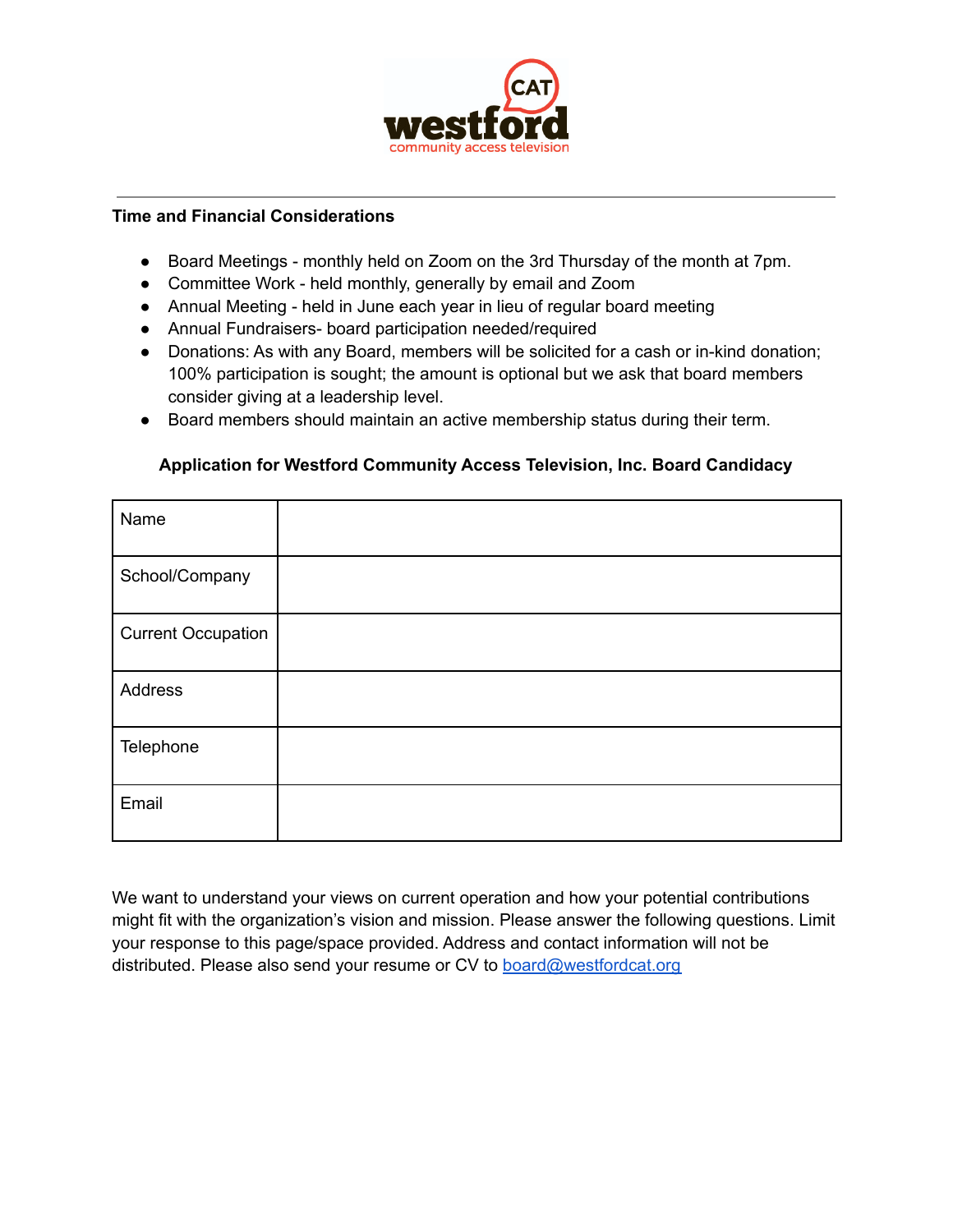### Time and Financial Considerations

- Board Meetings - monthly held on Zoom on the 3rd Thursday of the month at 7pm.
- Committee Work - held monthly, generally by email and Zoom
- Annual Meeting - held in June each year in lieu of regular board meeting
- Annual Fundraisers- board participation needed/required
- Donations: As with any Board, members will be solicited for a cash or in-kind donation; 100% participation is sought; the amount is optional but we ask that board members consider giving at a leadership level.
- Board members should maintain an active membership status during their term.

**Application for Westford Community Access Television, Inc. Board Candidacy**

| Name | |
|---|---|
| School/Company | |
| Current Occupation | |
| Address | |
| Telephone | |
| Email | |

We want to understand your views on current operation and how your potential contributions might fit with the organization's vision and mission. Please answer the following questions. Limit your response to this page/space provided. Address and contact information will not be distributed. Please also send your resume or CV to [board@westfordcat.org](mailto:board@westfordcat.org)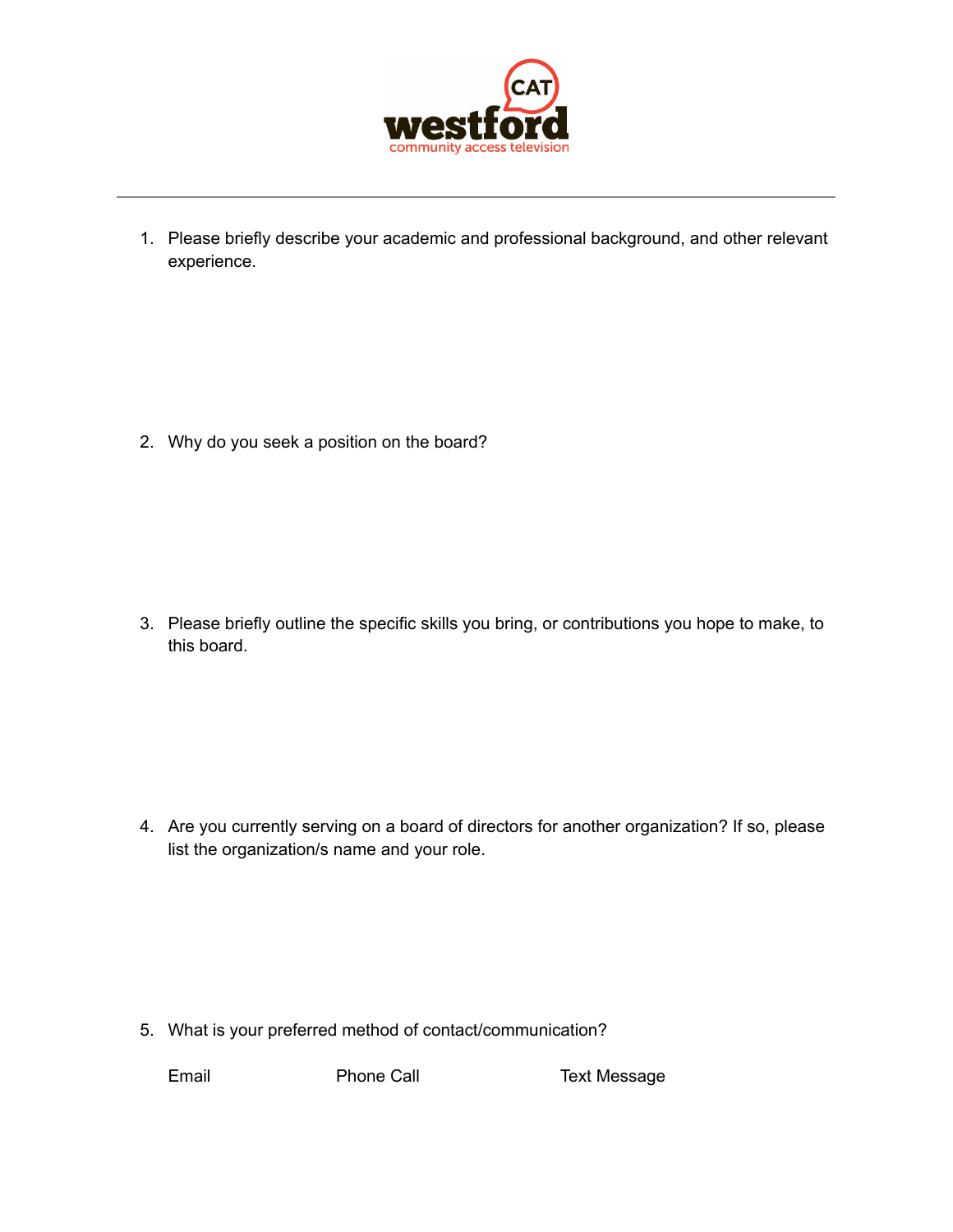1. Please briefly describe your academic and professional background, and other relevant experience.

2. Why do you seek a position on the board?

3. Please briefly outline the specific skills you bring, or contributions you hope to make, to this board.

4. Are you currently serving on a board of directors for another organization? If so, please list the organization/s name and your role.

5. What is your preferred method of contact/communication?

   Email Phone Call Text Message